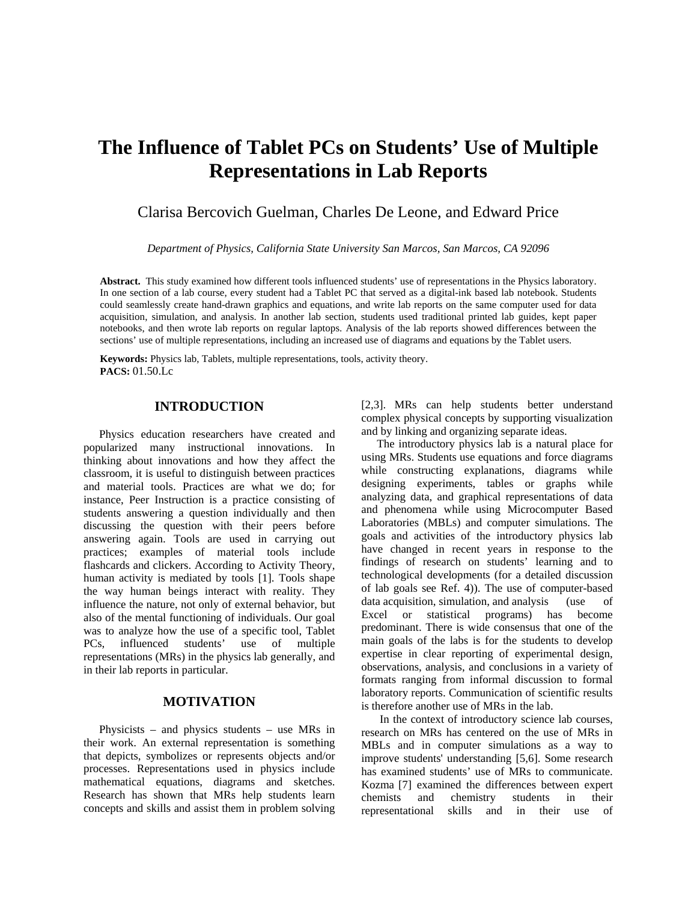# The Influence of Tablet PCs on Students' Use of Multiple Representations in Lab Reports

Clarisa Bercovich Guelman, Charles De Leone, and Edward Price

*Department of Physics, California State University San Marcos, San Marcos, CA 92096*

**Abstract.** This study examined how different tools influenced students' use of representations in the Physics laboratory. In one section of a lab course, every student had a Tablet PC that served as a digital-ink based lab notebook. Students could seamlessly create hand-drawn graphics and equations, and write lab reports on the same computer used for data acquisition, simulation, and analysis. In another lab section, students used traditional printed lab guides, kept paper notebooks, and then wrote lab reports on regular laptops. Analysis of the lab reports showed differences between the sections' use of multiple representations, including an increased use of diagrams and equations by the Tablet users.

**Keywords:** Physics lab, Tablets, multiple representations, tools, activity theory.
**PACS:** 01.50.Lc

## INTRODUCTION

Physics education researchers have created and popularized many instructional innovations. In thinking about innovations and how they affect the classroom, it is useful to distinguish between practices and material tools. Practices are what we do; for instance, Peer Instruction is a practice consisting of students answering a question individually and then discussing the question with their peers before answering again. Tools are used in carrying out practices; examples of material tools include flashcards and clickers. According to Activity Theory, human activity is mediated by tools [1]. Tools shape the way human beings interact with reality. They influence the nature, not only of external behavior, but also of the mental functioning of individuals. Our goal was to analyze how the use of a specific tool, Tablet PCs, influenced students' use of multiple representations (MRs) in the physics lab generally, and in their lab reports in particular.

## MOTIVATION

Physicists – and physics students – use MRs in their work. An external representation is something that depicts, symbolizes or represents objects and/or processes. Representations used in physics include mathematical equations, diagrams and sketches. Research has shown that MRs help students learn concepts and skills and assist them in problem solving [2,3]. MRs can help students better understand complex physical concepts by supporting visualization and by linking and organizing separate ideas.

The introductory physics lab is a natural place for using MRs. Students use equations and force diagrams while constructing explanations, diagrams while designing experiments, tables or graphs while analyzing data, and graphical representations of data and phenomena while using Microcomputer Based Laboratories (MBLs) and computer simulations. The goals and activities of the introductory physics lab have changed in recent years in response to the findings of research on students' learning and to technological developments (for a detailed discussion of lab goals see Ref. 4)). The use of computer-based data acquisition, simulation, and analysis (use of Excel or statistical programs) has become predominant. There is wide consensus that one of the main goals of the labs is for the students to develop expertise in clear reporting of experimental design, observations, analysis, and conclusions in a variety of formats ranging from informal discussion to formal laboratory reports. Communication of scientific results is therefore another use of MRs in the lab.

In the context of introductory science lab courses, research on MRs has centered on the use of MRs in MBLs and in computer simulations as a way to improve students' understanding [5,6]. Some research has examined students' use of MRs to communicate. Kozma [7] examined the differences between expert chemists and chemistry students in their representational skills and in their use of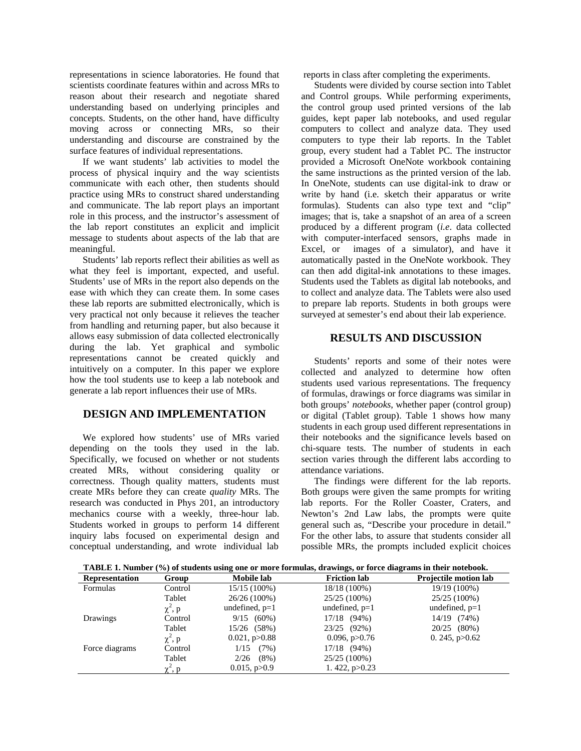representations in science laboratories. He found that scientists coordinate features within and across MRs to reason about their research and negotiate shared understanding based on underlying principles and concepts. Students, on the other hand, have difficulty moving across or connecting MRs, so their understanding and discourse are constrained by the surface features of individual representations.

If we want students' lab activities to model the process of physical inquiry and the way scientists communicate with each other, then students should practice using MRs to construct shared understanding and communicate. The lab report plays an important role in this process, and the instructor's assessment of the lab report constitutes an explicit and implicit message to students about aspects of the lab that are meaningful.

Students' lab reports reflect their abilities as well as what they feel is important, expected, and useful. Students' use of MRs in the report also depends on the ease with which they can create them. In some cases these lab reports are submitted electronically, which is very practical not only because it relieves the teacher from handling and returning paper, but also because it allows easy submission of data collected electronically during the lab. Yet graphical and symbolic representations cannot be created quickly and intuitively on a computer. In this paper we explore how the tool students use to keep a lab notebook and generate a lab report influences their use of MRs.

## DESIGN AND IMPLEMENTATION

We explored how students' use of MRs varied depending on the tools they used in the lab. Specifically, we focused on whether or not students created MRs, without considering quality or correctness. Though quality matters, students must create MRs before they can create *quality* MRs. The research was conducted in Phys 201, an introductory mechanics course with a weekly, three-hour lab. Students worked in groups to perform 14 different inquiry labs focused on experimental design and conceptual understanding, and wrote individual lab reports in class after completing the experiments.

Students were divided by course section into Tablet and Control groups. While performing experiments, the control group used printed versions of the lab guides, kept paper lab notebooks, and used regular computers to collect and analyze data. They used computers to type their lab reports. In the Tablet group, every student had a Tablet PC. The instructor provided a Microsoft OneNote workbook containing the same instructions as the printed version of the lab. In OneNote, students can use digital-ink to draw or write by hand (i.e. sketch their apparatus or write formulas). Students can also type text and "clip" images; that is, take a snapshot of an area of a screen produced by a different program (*i.e*. data collected with computer-interfaced sensors, graphs made in Excel, or images of a simulator), and have it automatically pasted in the OneNote workbook. They can then add digital-ink annotations to these images. Students used the Tablets as digital lab notebooks, and to collect and analyze data. The Tablets were also used to prepare lab reports. Students in both groups were surveyed at semester's end about their lab experience.

## RESULTS AND DISCUSSION

Students' reports and some of their notes were collected and analyzed to determine how often students used various representations. The frequency of formulas, drawings or force diagrams was similar in both groups' *notebooks*, whether paper (control group) or digital (Tablet group). Table 1 shows how many students in each group used different representations in their notebooks and the significance levels based on chi-square tests. The number of students in each section varies through the different labs according to attendance variations.

The findings were different for the lab reports. Both groups were given the same prompts for writing lab reports. For the Roller Coaster, Craters, and Newton's 2nd Law labs, the prompts were quite general such as, "Describe your procedure in detail." For the other labs, to assure that students consider all possible MRs, the prompts included explicit choices

**TABLE 1. Number (%) of students using one or more formulas, drawings, or force diagrams in their notebook.**

| Representation | Group | Mobile lab | Friction lab | Projectile motion lab |
|---|---|---|---|---|
| Formulas | Control | 15/15 (100%) | 18/18 (100%) | 19/19 (100%) |
| | Tablet | 26/26 (100%) | 25/25 (100%) | 25/25 (100%) |
| | $\chi^2$, p | undefined, p=1 | undefined, p=1 | undefined, p=1 |
| Drawings | Control | 9/15 (60%) | 17/18 (94%) | 14/19 (74%) |
| | Tablet | 15/26 (58%) | 23/25 (92%) | 20/25 (80%) |
| | $\chi^2$, p | 0.021, p>0.88 | 0.096, p>0.76 | 0. 245, p>0.62 |
| Force diagrams | Control | 1/15 (7%) | 17/18 (94%) | |
| | Tablet | 2/26 (8%) | 25/25 (100%) | |
| | $\chi^2$, p | 0.015, p>0.9 | 1. 422, p>0.23 | |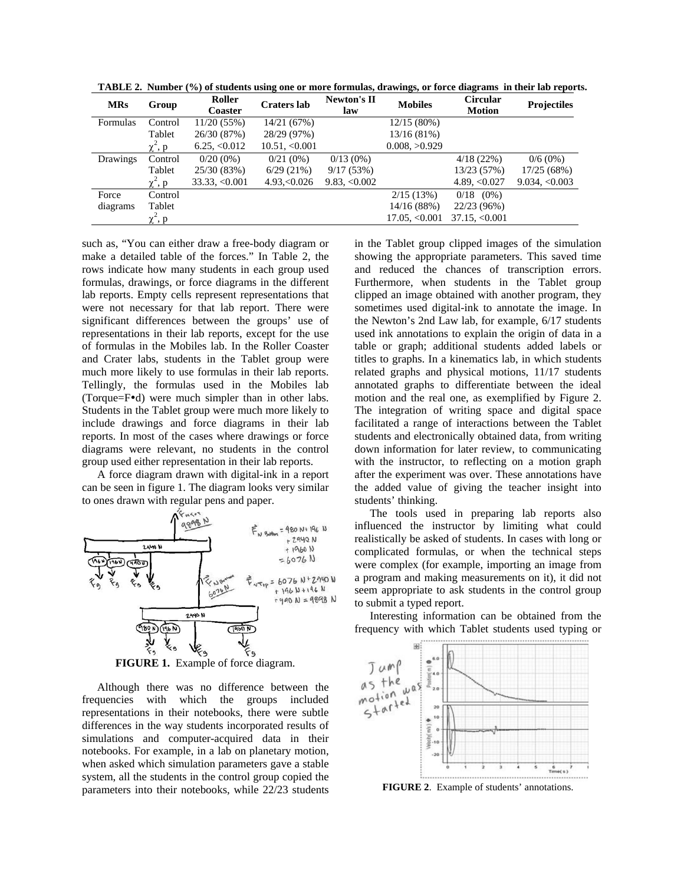**TABLE 2. Number (%) of students using one or more formulas, drawings, or force diagrams in their lab reports.**

| MRs | Group | Roller Coaster | Craters lab | Newton's II law | Mobiles | Circular Motion | Projectiles |
|---|---|---|---|---|---|---|---|
| Formulas | Control | 11/20 (55%) | 14/21 (67%) | | 12/15 (80%) | | |
| | Tablet | 26/30 (87%) | 28/29 (97%) | | 13/16 (81%) | | |
| | $\chi^2$, p | 6.25, <0.012 | 10.51, <0.001 | | 0.008, >0.929 | | |
| Drawings | Control | 0/20 (0%) | 0/21 (0%) | 0/13 (0%) | | 4/18 (22%) | 0/6 (0%) |
| | Tablet | 25/30 (83%) | 6/29 (21%) | 9/17 (53%) | | 13/23 (57%) | 17/25 (68%) |
| | $\chi^2$, p | 33.33, <0.001 | 4.93,<0.026 | 9.83, <0.002 | | 4.89, <0.027 | 9.034, <0.003 |
| Force diagrams | Control | | | | 2/15 (13%) | 0/18 (0%) | |
| | Tablet | | | | 14/16 (88%) | 22/23 (96%) | |
| | $\chi^2$, p | | | | 17.05, <0.001 | 37.15, <0.001 | |

such as, "You can either draw a free-body diagram or make a detailed table of the forces." In Table 2, the rows indicate how many students in each group used formulas, drawings, or force diagrams in the different lab reports. Empty cells represent representations that were not necessary for that lab report. There were significant differences between the groups' use of representations in their lab reports, except for the use of formulas in the Mobiles lab. In the Roller Coaster and Crater labs, students in the Tablet group were much more likely to use formulas in their lab reports. Tellingly, the formulas used in the Mobiles lab (Torque=F•d) were much simpler than in other labs. Students in the Tablet group were much more likely to include drawings and force diagrams in their lab reports. In most of the cases where drawings or force diagrams were relevant, no students in the control group used either representation in their lab reports.

A force diagram drawn with digital-ink in a report can be seen in figure 1. The diagram looks very similar to ones drawn with regular pens and paper.

**FIGURE 1.** Example of force diagram.

Although there was no difference between the frequencies with which the groups included representations in their notebooks, there were subtle differences in the way students incorporated results of simulations and computer-acquired data in their notebooks. For example, in a lab on planetary motion, when asked which simulation parameters gave a stable system, all the students in the control group copied the parameters into their notebooks, while 22/23 students in the Tablet group clipped images of the simulation showing the appropriate parameters. This saved time and reduced the chances of transcription errors. Furthermore, when students in the Tablet group clipped an image obtained with another program, they sometimes used digital-ink to annotate the image. In the Newton's 2nd Law lab, for example, 6/17 students used ink annotations to explain the origin of data in a table or graph; additional students added labels or titles to graphs. In a kinematics lab, in which students related graphs and physical motions, 11/17 students annotated graphs to differentiate between the ideal motion and the real one, as exemplified by Figure 2. The integration of writing space and digital space facilitated a range of interactions between the Tablet students and electronically obtained data, from writing down information for later review, to communicating with the instructor, to reflecting on a motion graph after the experiment was over. These annotations have the added value of giving the teacher insight into students' thinking.

The tools used in preparing lab reports also influenced the instructor by limiting what could realistically be asked of students. In cases with long or complicated formulas, or when the technical steps were complex (for example, importing an image from a program and making measurements on it), it did not seem appropriate to ask students in the control group to submit a typed report.

Interesting information can be obtained from the frequency with which Tablet students used typing or

**FIGURE 2**. Example of students' annotations.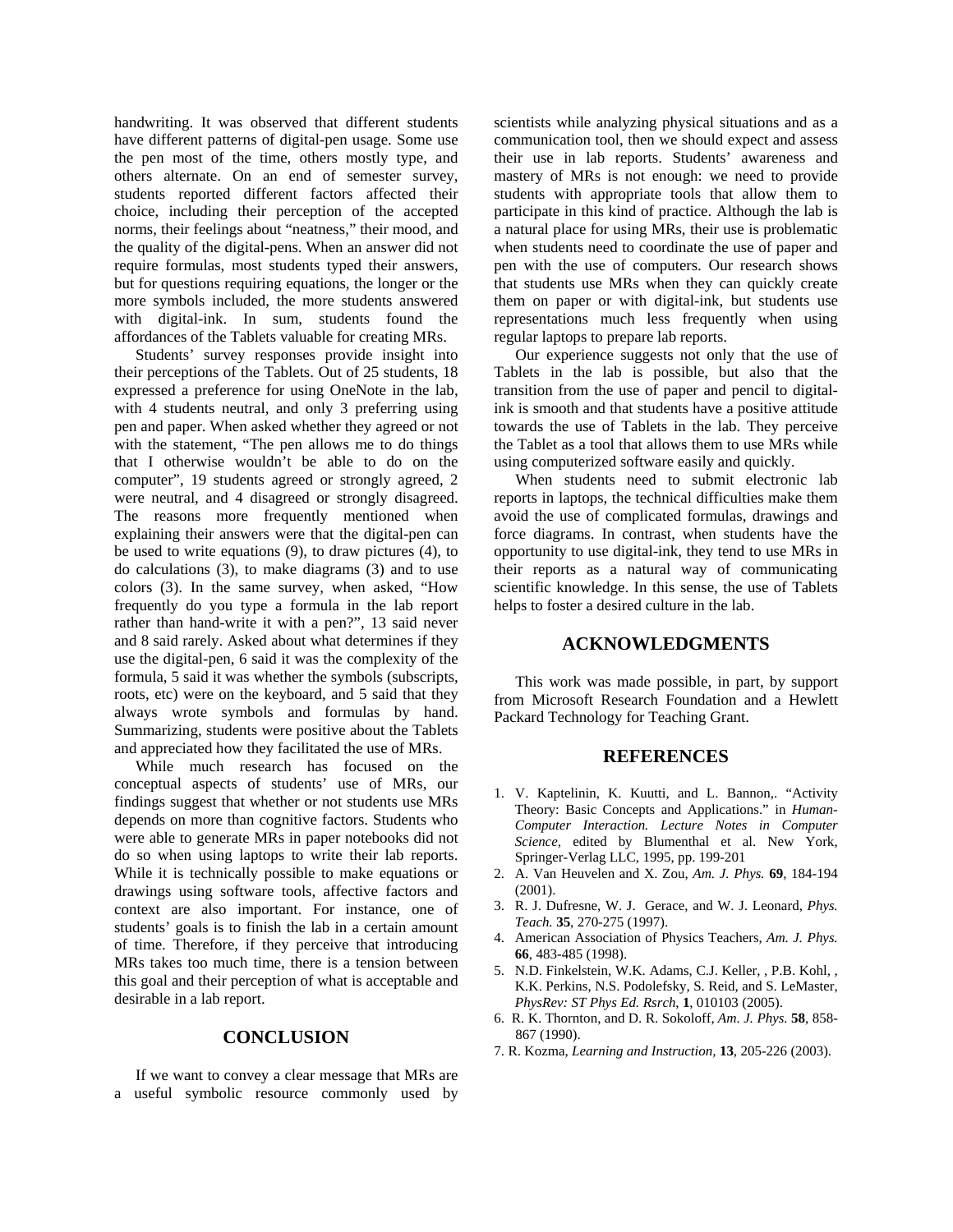handwriting. It was observed that different students have different patterns of digital-pen usage. Some use the pen most of the time, others mostly type, and others alternate. On an end of semester survey, students reported different factors affected their choice, including their perception of the accepted norms, their feelings about "neatness," their mood, and the quality of the digital-pens. When an answer did not require formulas, most students typed their answers, but for questions requiring equations, the longer or the more symbols included, the more students answered with digital-ink. In sum, students found the affordances of the Tablets valuable for creating MRs.

Students' survey responses provide insight into their perceptions of the Tablets. Out of 25 students, 18 expressed a preference for using OneNote in the lab, with 4 students neutral, and only 3 preferring using pen and paper. When asked whether they agreed or not with the statement, "The pen allows me to do things that I otherwise wouldn't be able to do on the computer", 19 students agreed or strongly agreed, 2 were neutral, and 4 disagreed or strongly disagreed. The reasons more frequently mentioned when explaining their answers were that the digital-pen can be used to write equations (9), to draw pictures (4), to do calculations (3), to make diagrams (3) and to use colors (3). In the same survey, when asked, "How frequently do you type a formula in the lab report rather than hand-write it with a pen?", 13 said never and 8 said rarely. Asked about what determines if they use the digital-pen, 6 said it was the complexity of the formula, 5 said it was whether the symbols (subscripts, roots, etc) were on the keyboard, and 5 said that they always wrote symbols and formulas by hand. Summarizing, students were positive about the Tablets and appreciated how they facilitated the use of MRs.

While much research has focused on the conceptual aspects of students' use of MRs, our findings suggest that whether or not students use MRs depends on more than cognitive factors. Students who were able to generate MRs in paper notebooks did not do so when using laptops to write their lab reports. While it is technically possible to make equations or drawings using software tools, affective factors and context are also important. For instance, one of students' goals is to finish the lab in a certain amount of time. Therefore, if they perceive that introducing MRs takes too much time, there is a tension between this goal and their perception of what is acceptable and desirable in a lab report.

## CONCLUSION

If we want to convey a clear message that MRs are a useful symbolic resource commonly used by scientists while analyzing physical situations and as a communication tool, then we should expect and assess their use in lab reports. Students' awareness and mastery of MRs is not enough: we need to provide students with appropriate tools that allow them to participate in this kind of practice. Although the lab is a natural place for using MRs, their use is problematic when students need to coordinate the use of paper and pen with the use of computers. Our research shows that students use MRs when they can quickly create them on paper or with digital-ink, but students use representations much less frequently when using regular laptops to prepare lab reports.

Our experience suggests not only that the use of Tablets in the lab is possible, but also that the transition from the use of paper and pencil to digital-ink is smooth and that students have a positive attitude towards the use of Tablets in the lab. They perceive the Tablet as a tool that allows them to use MRs while using computerized software easily and quickly.

When students need to submit electronic lab reports in laptops, the technical difficulties make them avoid the use of complicated formulas, drawings and force diagrams. In contrast, when students have the opportunity to use digital-ink, they tend to use MRs in their reports as a natural way of communicating scientific knowledge. In this sense, the use of Tablets helps to foster a desired culture in the lab.

## ACKNOWLEDGMENTS

This work was made possible, in part, by support from Microsoft Research Foundation and a Hewlett Packard Technology for Teaching Grant.

## REFERENCES

1. V. Kaptelinin, K. Kuutti, and L. Bannon,. "Activity Theory: Basic Concepts and Applications." in *Human-Computer Interaction. Lecture Notes in Computer Science*, edited by Blumenthal et al. New York, Springer-Verlag LLC, 1995, pp. 199-201
2. A. Van Heuvelen and X. Zou, *Am. J. Phys.* **69**, 184-194 (2001).
3. R. J. Dufresne, W. J. Gerace, and W. J. Leonard, *Phys. Teach.* **35**, 270-275 (1997).
4. American Association of Physics Teachers, *Am. J. Phys.* **66**, 483-485 (1998).
5. N.D. Finkelstein, W.K. Adams, C.J. Keller, , P.B. Kohl, , K.K. Perkins, N.S. Podolefsky, S. Reid, and S. LeMaster, *PhysRev: ST Phys Ed. Rsrch*, **1**, 010103 (2005).
6. R. K. Thornton, and D. R. Sokoloff, *Am. J. Phys.* **58**, 858-867 (1990).
7. R. Kozma, *Learning and Instruction*, **13**, 205-226 (2003).